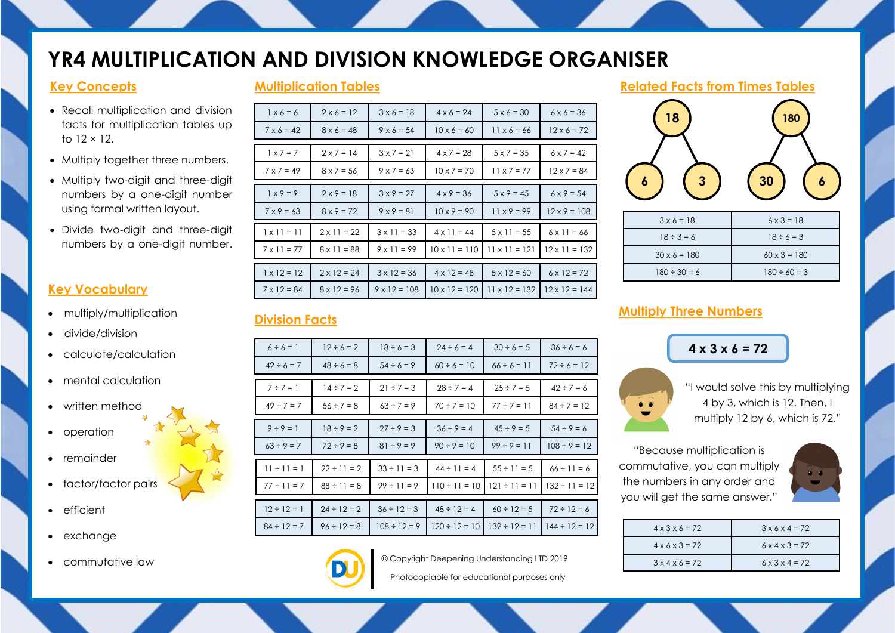# YR4 MULTIPLICATION AND DIVISION KNOWLEDGE ORGANISER

## Key Concepts

- Recall multiplication and division facts for multiplication tables up to 12 × 12.
- Multiply together three numbers.
- Multiply two-digit and three-digit numbers by a one-digit number using formal written layout.
- Divide two-digit and three-digit numbers by a one-digit number.

## Key Vocabulary

- multiply/multiplication
- divide/division
- calculate/calculation
- mental calculation
- written method
- operation
- remainder
- factor/factor pairs
- efficient
- exchange
- commutative law

## Multiplication Tables

| | | | | | |
|---|---|---|---|---|---|
| 1 x 6 = 6 | 2 x 6 = 12 | 3 x 6 = 18 | 4 x 6 = 24 | 5 x 6 = 30 | 6 x 6 = 36 |
| 7 x 6 = 42 | 8 x 6 = 48 | 9 x 6 = 54 | 10 x 6 = 60 | 11 x 6 = 66 | 12 x 6 = 72 |
| 1 x 7 = 7 | 2 x 7 = 14 | 3 x 7 = 21 | 4 x 7 = 28 | 5 x 7 = 35 | 6 x 7 = 42 |
| 7 x 7 = 49 | 8 x 7 = 56 | 9 x 7 = 63 | 10 x 7 = 70 | 11 x 7 = 77 | 12 x 7 = 84 |
| 1 x 9 = 9 | 2 x 9 = 18 | 3 x 9 = 27 | 4 x 9 = 36 | 5 x 9 = 45 | 6 x 9 = 54 |
| 7 x 9 = 63 | 8 x 9 = 72 | 9 x 9 = 81 | 10 x 9 = 90 | 11 x 9 = 99 | 12 x 9 = 108 |
| 1 x 11 = 11 | 2 x 11 = 22 | 3 x 11 = 33 | 4 x 11 = 44 | 5 x 11 = 55 | 6 x 11 = 66 |
| 7 x 11 = 77 | 8 x 11 = 88 | 9 x 11 = 99 | 10 x 11 = 110 | 11 x 11 = 121 | 12 x 11 = 132 |
| 1 x 12 = 12 | 2 x 12 = 24 | 3 x 12 = 36 | 4 x 12 = 48 | 5 x 12 = 60 | 6 x 12 = 72 |
| 7 x 12 = 84 | 8 x 12 = 96 | 9 x 12 = 108 | 10 x 12 = 120 | 11 x 12 = 132 | 12 x 12 = 144 |

## Division Facts

| | | | | | |
|---|---|---|---|---|---|
| 6 ÷ 6 = 1 | 12 ÷ 6 = 2 | 18 ÷ 6 = 3 | 24 ÷ 6 = 4 | 30 ÷ 6 = 5 | 36 ÷ 6 = 6 |
| 42 ÷ 6 = 7 | 48 ÷ 6 = 8 | 54 ÷ 6 = 9 | 60 ÷ 6 = 10 | 66 ÷ 6 = 11 | 72 ÷ 6 = 12 |
| 7 ÷ 7 = 1 | 14 ÷ 7 = 2 | 21 ÷ 7 = 3 | 28 ÷ 7 = 4 | 25 ÷ 7 = 5 | 42 ÷ 7 = 6 |
| 49 ÷ 7 = 7 | 56 ÷ 7 = 8 | 63 ÷ 7 = 9 | 70 ÷ 7 = 10 | 77 ÷ 7 = 11 | 84 ÷ 7 = 12 |
| 9 ÷ 9 = 1 | 18 ÷ 9 = 2 | 27 ÷ 9 = 3 | 36 ÷ 9 = 4 | 45 ÷ 9 = 5 | 54 ÷ 9 = 6 |
| 63 ÷ 9 = 7 | 72 ÷ 9 = 8 | 81 ÷ 9 = 9 | 90 ÷ 9 = 10 | 99 ÷ 9 = 11 | 108 ÷ 9 = 12 |
| 11 ÷ 11 = 1 | 22 ÷ 11 = 2 | 33 ÷ 11 = 3 | 44 ÷ 11 = 4 | 55 ÷ 11 = 5 | 66 ÷ 11 = 6 |
| 77 ÷ 11 = 7 | 88 ÷ 11 = 8 | 99 ÷ 11 = 9 | 110 ÷ 11 = 10 | 121 ÷ 11 = 11 | 132 ÷ 11 = 12 |
| 12 ÷ 12 = 1 | 24 ÷ 12 = 2 | 36 ÷ 12 = 3 | 48 ÷ 12 = 4 | 60 ÷ 12 = 5 | 72 ÷ 12 = 6 |
| 84 ÷ 12 = 7 | 96 ÷ 12 = 8 | 108 ÷ 12 = 9 | 120 ÷ 12 = 10 | 132 ÷ 12 = 11 | 144 ÷ 12 = 12 |

## Related Facts from Times Tables

18 → 6, 3

180 → 30, 6

| | |
|---|---|
| 3 x 6 = 18 | 6 x 3 = 18 |
| 18 ÷ 3 = 6 | 18 ÷ 6 = 3 |
| 30 x 6 = 180 | 60 x 3 = 180 |
| 180 ÷ 30 = 6 | 180 ÷ 60 = 3 |

## Multiply Three Numbers

**4 x 3 x 6 = 72**

"I would solve this by multiplying 4 by 3, which is 12. Then, I multiply 12 by 6, which is 72."

"Because multiplication is commutative, you can multiply the numbers in any order and you will get the same answer."

| | |
|---|---|
| 4 x 3 x 6 = 72 | 3 x 6 x 4 = 72 |
| 4 x 6 x 3 = 72 | 6 x 4 x 3 = 72 |
| 3 x 4 x 6 = 72 | 6 x 3 x 4 = 72 |

© Copyright Deepening Understanding LTD 2019

Photocopiable for educational purposes only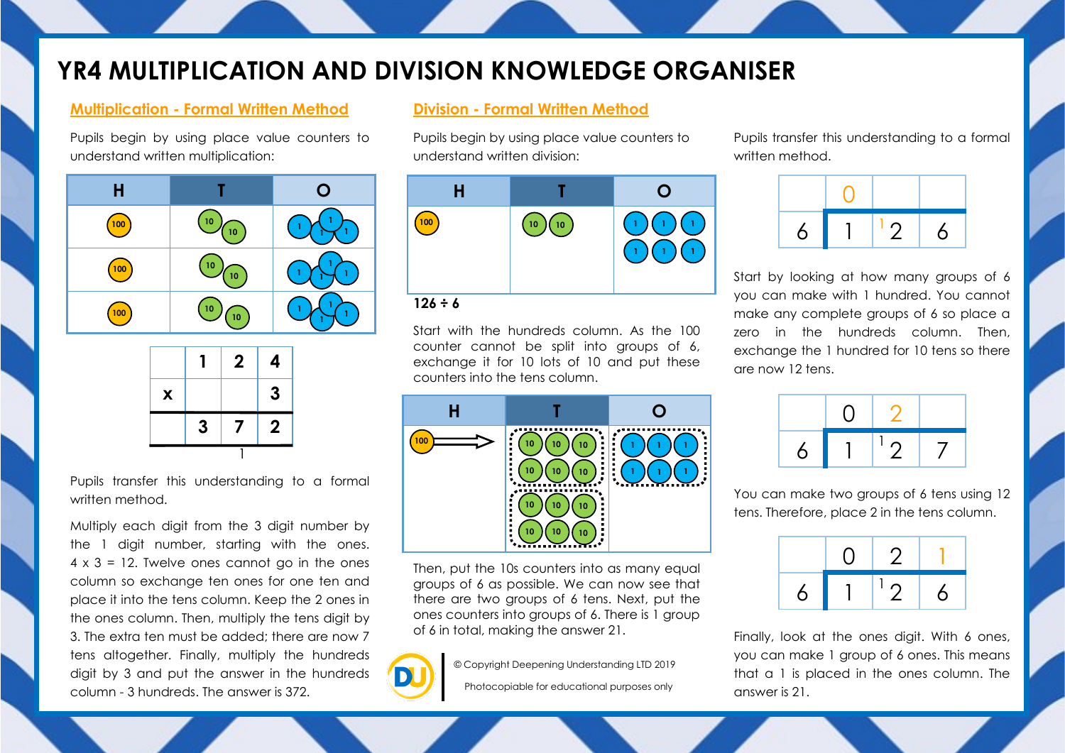# YR4 MULTIPLICATION AND DIVISION KNOWLEDGE ORGANISER

## Multiplication - Formal Written Method

Pupils begin by using place value counters to understand written multiplication:

| H | T | O |
|---|---|---|
| 100 | 10 10 | 1 1 1 1 |
| 100 | 10 10 | 1 1 1 1 |
| 100 | 10 10 | 1 1 1 1 |

| | | | |
|---|---|---|---|
| | 1 | 2 | 4 |
| x | | | 3 |
| | 3 | 7 | 2 |
| | | 1 | |

Pupils transfer this understanding to a formal written method.

Multiply each digit from the 3 digit number by the 1 digit number, starting with the ones. 4 x 3 = 12. Twelve ones cannot go in the ones column so exchange ten ones for one ten and place it into the tens column. Keep the 2 ones in the ones column. Then, multiply the tens digit by 3. The extra ten must be added; there are now 7 tens altogether. Finally, multiply the hundreds digit by 3 and put the answer in the hundreds column - 3 hundreds. The answer is 372.

## Division - Formal Written Method

Pupils begin by using place value counters to understand written division:

| H | T | O |
|---|---|---|
| 100 | 10 10 | 1 1 1 1 1 1 |

**126 ÷ 6**

Start with the hundreds column. As the 100 counter cannot be split into groups of 6, exchange it for 10 lots of 10 and put these counters into the tens column.

| H | T | O |
|---|---|---|
| 100 → | 10 10 10 10 10 10 / 10 10 10 10 10 10 | 1 1 1 1 1 1 |

Then, put the 10s counters into as many equal groups of 6 as possible. We can now see that there are two groups of 6 tens. Next, put the ones counters into groups of 6. There is 1 group of 6 in total, making the answer 21.

Pupils transfer this understanding to a formal written method.

| | | | |
|---|---|---|---|
| | 0 | | |
| 6 | 1 | [1]2 | 6 |

Start by looking at how many groups of 6 you can make with 1 hundred. You cannot make any complete groups of 6 so place a zero in the hundreds column. Then, exchange the 1 hundred for 10 tens so there are now 12 tens.

| | | | |
|---|---|---|---|
| | 0 | 2 | |
| 6 | 1 | [1]2 | 7 |

You can make two groups of 6 tens using 12 tens. Therefore, place 2 in the tens column.

| | | | |
|---|---|---|---|
| | 0 | 2 | 1 |
| 6 | 1 | [1]2 | 6 |

Finally, look at the ones digit. With 6 ones, you can make 1 group of 6 ones. This means that a 1 is placed in the ones column. The answer is 21.

© Copyright Deepening Understanding LTD 2019

Photocopiable for educational purposes only